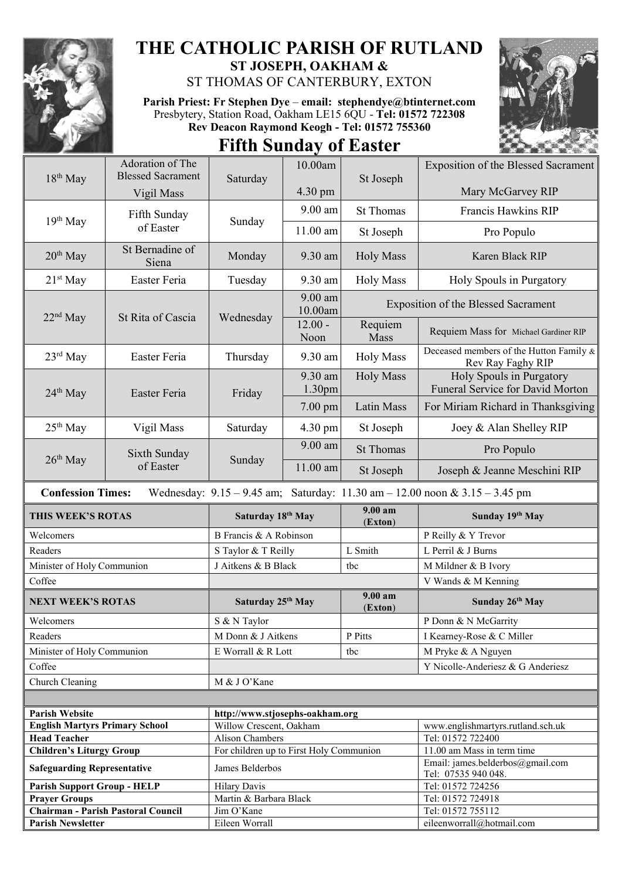# THE CATHOLIC PARISH OF RUTLAND

## ST JOSEPH, OAKHAM &

## ST THOMAS OF CANTERBURY, EXTON

**Parish Priest: Fr Stephen Dye** – **email: stephendye@btinternet.com**
Presbytery, Station Road, Oakham LE15 6QU - **Tel: 01572 722308**
**Rev Deacon Raymond Keogh - Tel: 01572 755360**

# Fifth Sunday of Easter

| Date | Feast | Day | Time | Place | Intention |
|---|---|---|---|---|---|
| 18th May | Adoration of The Blessed Sacrament | Saturday | 10.00am | St Joseph | Exposition of the Blessed Sacrament |
| | Vigil Mass | | 4.30 pm | | Mary McGarvey RIP |
| 19th May | Fifth Sunday of Easter | Sunday | 9.00 am | St Thomas | Francis Hawkins RIP |
| | | | 11.00 am | St Joseph | Pro Populo |
| 20th May | St Bernadine of Siena | Monday | 9.30 am | Holy Mass | Karen Black RIP |
| 21st May | Easter Feria | Tuesday | 9.30 am | Holy Mass | Holy Spouls in Purgatory |
| 22nd May | St Rita of Cascia | Wednesday | 9.00 am 10.00am | Exposition of the Blessed Sacrament | |
| | | | 12.00 - Noon | Requiem Mass | Requiem Mass for Michael Gardiner RIP |
| 23rd May | Easter Feria | Thursday | 9.30 am | Holy Mass | Deceased members of the Hutton Family & Rev Ray Faghy RIP |
| 24th May | Easter Feria | Friday | 9.30 am 1.30pm | Holy Mass | Holy Spouls in Purgatory Funeral Service for David Morton |
| | | | 7.00 pm | Latin Mass | For Miriam Richard in Thanksgiving |
| 25th May | Vigil Mass | Saturday | 4.30 pm | St Joseph | Joey & Alan Shelley RIP |
| 26th May | Sixth Sunday of Easter | Sunday | 9.00 am | St Thomas | Pro Populo |
| | | | 11.00 am | St Joseph | Joseph & Jeanne Meschini RIP |

**Confession Times:** Wednesday: 9.15 – 9.45 am; Saturday: 11.30 am – 12.00 noon & 3.15 – 3.45 pm

| THIS WEEK'S ROTAS | Saturday 18th May | 9.00 am (Exton) | Sunday 19th May |
|---|---|---|---|
| Welcomers | B Francis & A Robinson | | P Reilly & Y Trevor |
| Readers | S Taylor & T Reilly | L Smith | L Perril & J Burns |
| Minister of Holy Communion | J Aitkens & B Black | tbc | M Mildner & B Ivory |
| Coffee | | | V Wands & M Kenning |

| NEXT WEEK'S ROTAS | Saturday 25th May | 9.00 am (Exton) | Sunday 26th May |
|---|---|---|---|
| Welcomers | S & N Taylor | | P Donn & N McGarrity |
| Readers | M Donn & J Aitkens | P Pitts | I Kearney-Rose & C Miller |
| Minister of Holy Communion | E Worrall & R Lott | tbc | M Pryke & A Nguyen |
| Coffee | | | Y Nicolle-Anderiesz & G Anderiesz |
| Church Cleaning | M & J O'Kane | | |

| | | |
|---|---|---|
| **Parish Website** | http://www.stjosephs-oakham.org | |
| **English Martyrs Primary School** | Willow Crescent, Oakham | www.englishmartyrs.rutland.sch.uk |
| **Head Teacher** | Alison Chambers | Tel: 01572 722400 |
| **Children's Liturgy Group** | For children up to First Holy Communion | 11.00 am Mass in term time |
| **Safeguarding Representative** | James Belderbos | Email: james.belderbos@gmail.com Tel: 07535 940 048. |
| **Parish Support Group - HELP** | Hilary Davis | Tel: 01572 724256 |
| **Prayer Groups** | Martin & Barbara Black | Tel: 01572 724918 |
| **Chairman - Parish Pastoral Council** | Jim O'Kane | Tel: 01572 755112 |
| **Parish Newsletter** | Eileen Worrall | eileenworrall@hotmail.com |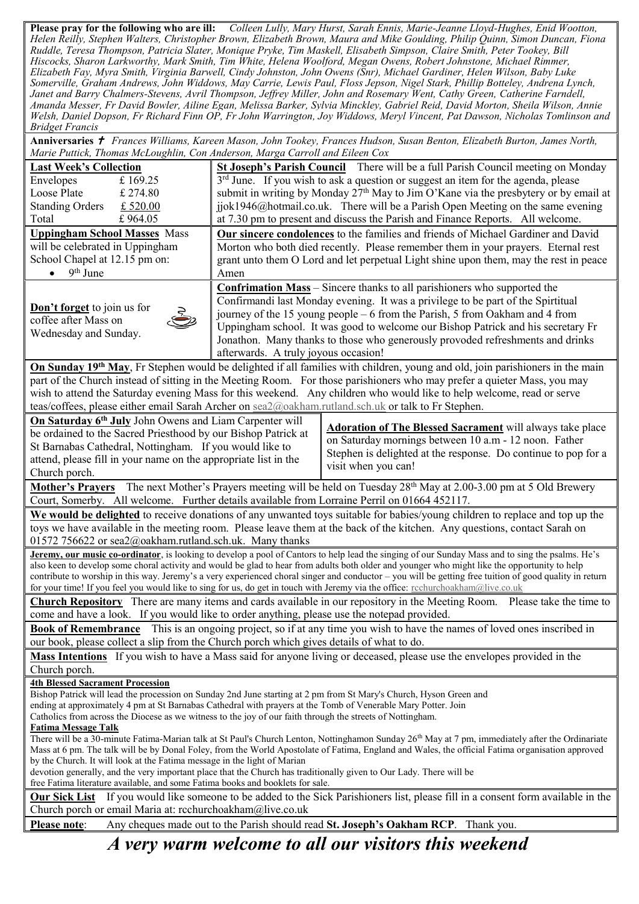**Please pray for the following who are ill:** *Colleen Lully, Mary Hurst, Sarah Ennis, Marie-Jeanne Lloyd-Hughes, Enid Wootton, Helen Reilly, Stephen Walters, Christopher Brown, Elizabeth Brown, Maura and Mike Goulding, Philip Quinn, Simon Duncan, Fiona Ruddle, Teresa Thompson, Patricia Slater, Monique Pryke, Tim Maskell, Elisabeth Simpson, Claire Smith, Peter Tookey, Bill Hiscocks, Sharon Larkworthy, Mark Smith, Tim White, Helena Woolford, Megan Owens, Robert Johnstone, Michael Rimmer, Elizabeth Fay, Myra Smith, Virginia Barwell, Cindy Johnston, John Owens (Snr), Michael Gardiner, Helen Wilson, Baby Luke Somerville, Graham Andrews, John Widdows, May Carrie, Lewis Paul, Floss Jepson, Nigel Stark, Phillip Botteley, Andrena Lynch, Janet and Barry Chalmers-Stevens, Avril Thompson, Jeffrey Miller, John and Rosemary Went, Cathy Green, Catherine Farndell, Amanda Messer, Fr David Bowler, Ailine Egan, Melissa Barker, Sylvia Minckley, Gabriel Reid, David Morton, Sheila Wilson, Annie Welsh, Daniel Dopson, Fr Richard Finn OP, Fr John Warrington, Joy Widdows, Meryl Vincent, Pat Dawson, Nicholas Tomlinson and Bridget Francis*

**Anniversaries** ✝ *Frances Williams, Kareen Mason, John Tookey, Frances Hudson, Susan Benton, Elizabeth Burton, James North, Marie Puttick, Thomas McLoughlin, Con Anderson, Marga Carroll and Eileen Cox*

**Last Week's Collection**

| | |
|---|---|
| Envelopes | £ 169.25 |
| Loose Plate | £ 274.80 |
| Standing Orders | £ 520.00 |
| Total | £ 964.05 |

**St Joseph's Parish Council** There will be a full Parish Council meeting on Monday 3rd June. If you wish to ask a question or suggest an item for the agenda, please submit in writing by Monday 27th May to Jim O'Kane via the presbytery or by email at jjok1946@hotmail.co.uk. There will be a Parish Open Meeting on the same evening at 7.30 pm to present and discuss the Parish and Finance Reports. All welcome.

**Uppingham School Masses** Mass will be celebrated in Uppingham School Chapel at 12.15 pm on:

- 9th June

**Our sincere condolences** to the families and friends of Michael Gardiner and David Morton who both died recently. Please remember them in your prayers. Eternal rest grant unto them O Lord and let perpetual Light shine upon them, may the rest in peace Amen

**Don't forget** to join us for coffee after Mass on Wednesday and Sunday.

**Confirmation Mass** – Sincere thanks to all parishioners who supported the Confirmandi last Monday evening. It was a privilege to be part of the Spirtitual journey of the 15 young people – 6 from the Parish, 5 from Oakham and 4 from Uppingham school. It was good to welcome our Bishop Patrick and his secretary Fr Jonathon. Many thanks to those who generously provoded refreshments and drinks afterwards. A truly joyous occasion!

**On Sunday 19th May**, Fr Stephen would be delighted if all families with children, young and old, join parishioners in the main part of the Church instead of sitting in the Meeting Room. For those parishioners who may prefer a quieter Mass, you may wish to attend the Saturday evening Mass for this weekend. Any children who would like to help welcome, read or serve teas/coffees, please either email Sarah Archer on sea2@oakham.rutland.sch.uk or talk to Fr Stephen.

**On Saturday 6th July** John Owens and Liam Carpenter will be ordained to the Sacred Priesthood by our Bishop Patrick at St Barnabas Cathedral, Nottingham. If you would like to attend, please fill in your name on the appropriate list in the Church porch.

**Adoration of The Blessed Sacrament** will always take place on Saturday mornings between 10 a.m - 12 noon. Father Stephen is delighted at the response. Do continue to pop for a visit when you can!

**Mother's Prayers** The next Mother's Prayers meeting will be held on Tuesday 28th May at 2.00-3.00 pm at 5 Old Brewery Court, Somerby. All welcome. Further details available from Lorraine Perril on 01664 452117.

**We would be delighted** to receive donations of any unwanted toys suitable for babies/young children to replace and top up the toys we have available in the meeting room. Please leave them at the back of the kitchen. Any questions, contact Sarah on 01572 756622 or sea2@oakham.rutland.sch.uk. Many thanks

**Jeremy, our music co-ordinator**, is looking to develop a pool of Cantors to help lead the singing of our Sunday Mass and to sing the psalms. He's also keen to develop some choral activity and would be glad to hear from adults both older and younger who might like the opportunity to help contribute to worship in this way. Jeremy's a very experienced choral singer and conductor – you will be getting free tuition of good quality in return for your time! If you feel you would like to sing for us, do get in touch with Jeremy via the office: rcchurchoakham@live.co.uk

**Church Repository** There are many items and cards available in our repository in the Meeting Room. Please take the time to come and have a look. If you would like to order anything, please use the notepad provided.

**Book of Remembrance** This is an ongoing project, so if at any time you wish to have the names of loved ones inscribed in our book, please collect a slip from the Church porch which gives details of what to do.

**Mass Intentions** If you wish to have a Mass said for anyone living or deceased, please use the envelopes provided in the Church porch.

**4th Blessed Sacrament Procession**

Bishop Patrick will lead the procession on Sunday 2nd June starting at 2 pm from St Mary's Church, Hyson Green and ending at approximately 4 pm at St Barnabas Cathedral with prayers at the Tomb of Venerable Mary Potter. Join Catholics from across the Diocese as we witness to the joy of our faith through the streets of Nottingham.

**Fatima Message Talk**

There will be a 30-minute Fatima-Marian talk at St Paul's Church Lenton, Nottinghamon Sunday 26th May at 7 pm, immediately after the Ordinariate Mass at 6 pm. The talk will be by Donal Foley, from the World Apostolate of Fatima, England and Wales, the official Fatima organisation approved by the Church. It will look at the Fatima message in the light of Marian devotion generally, and the very important place that the Church has traditionally given to Our Lady. There will be free Fatima literature available, and some Fatima books and booklets for sale.

**Our Sick List** If you would like someone to be added to the Sick Parishioners list, please fill in a consent form available in the Church porch or email Maria at: rcchurchoakham@live.co.uk

**Please note**: Any cheques made out to the Parish should read **St. Joseph's Oakham RCP**. Thank you.

***A very warm welcome to all our visitors this weekend***